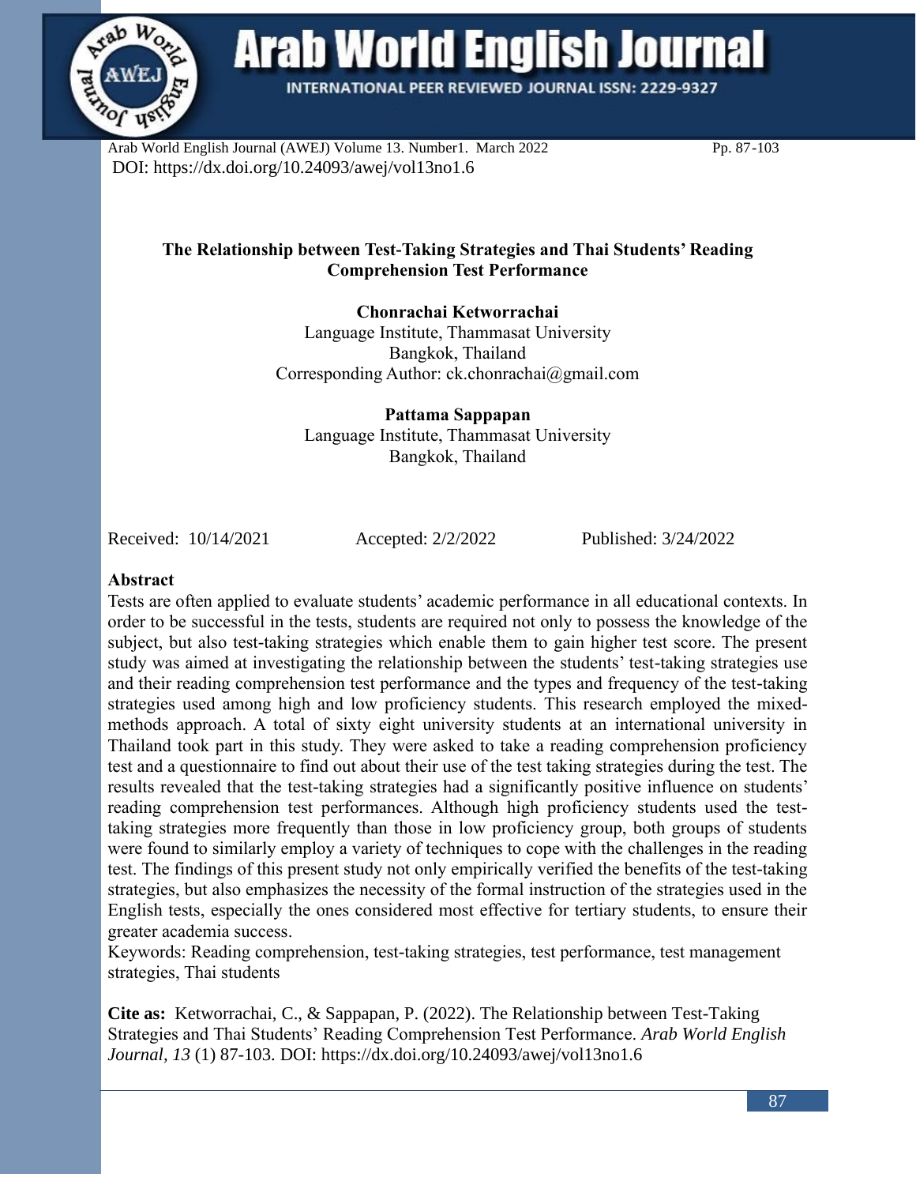Arab World English Journal (AWEJ) Volume 13. Number1. March 2022 Pp. 87-103
DOI: https://dx.doi.org/10.24093/awej/vol13no1.6

# The Relationship between Test-Taking Strategies and Thai Students' Reading Comprehension Test Performance

**Chonrachai Ketworrachai**
Language Institute, Thammasat University
Bangkok, Thailand
Corresponding Author: ck.chonrachai@gmail.com

**Pattama Sappapan**
Language Institute, Thammasat University
Bangkok, Thailand

Received: 10/14/2021 Accepted: 2/2/2022 Published: 3/24/2022

## Abstract

Tests are often applied to evaluate students' academic performance in all educational contexts. In order to be successful in the tests, students are required not only to possess the knowledge of the subject, but also test-taking strategies which enable them to gain higher test score. The present study was aimed at investigating the relationship between the students' test-taking strategies use and their reading comprehension test performance and the types and frequency of the test-taking strategies used among high and low proficiency students. This research employed the mixed-methods approach. A total of sixty eight university students at an international university in Thailand took part in this study. They were asked to take a reading comprehension proficiency test and a questionnaire to find out about their use of the test taking strategies during the test. The results revealed that the test-taking strategies had a significantly positive influence on students' reading comprehension test performances. Although high proficiency students used the test-taking strategies more frequently than those in low proficiency group, both groups of students were found to similarly employ a variety of techniques to cope with the challenges in the reading test. The findings of this present study not only empirically verified the benefits of the test-taking strategies, but also emphasizes the necessity of the formal instruction of the strategies used in the English tests, especially the ones considered most effective for tertiary students, to ensure their greater academia success.

Keywords: Reading comprehension, test-taking strategies, test performance, test management strategies, Thai students

**Cite as:** Ketworrachai, C., & Sappapan, P. (2022). The Relationship between Test-Taking Strategies and Thai Students' Reading Comprehension Test Performance. *Arab World English Journal, 13* (1) 87-103. DOI: https://dx.doi.org/10.24093/awej/vol13no1.6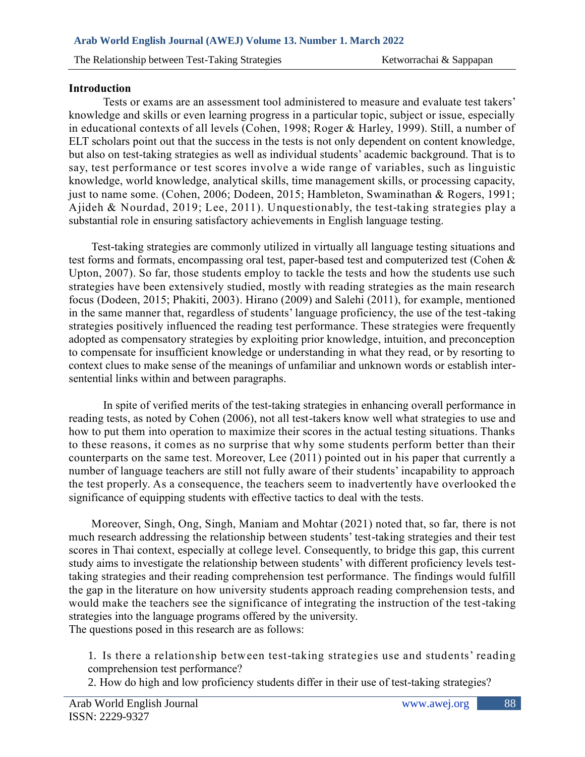## Introduction

Tests or exams are an assessment tool administered to measure and evaluate test takers' knowledge and skills or even learning progress in a particular topic, subject or issue, especially in educational contexts of all levels (Cohen, 1998; Roger & Harley, 1999). Still, a number of ELT scholars point out that the success in the tests is not only dependent on content knowledge, but also on test-taking strategies as well as individual students' academic background. That is to say, test performance or test scores involve a wide range of variables, such as linguistic knowledge, world knowledge, analytical skills, time management skills, or processing capacity, just to name some. (Cohen, 2006; Dodeen, 2015; Hambleton, Swaminathan & Rogers, 1991; Ajideh & Nourdad, 2019; Lee, 2011). Unquestionably, the test-taking strategies play a substantial role in ensuring satisfactory achievements in English language testing.

Test-taking strategies are commonly utilized in virtually all language testing situations and test forms and formats, encompassing oral test, paper-based test and computerized test (Cohen & Upton, 2007). So far, those students employ to tackle the tests and how the students use such strategies have been extensively studied, mostly with reading strategies as the main research focus (Dodeen, 2015; Phakiti, 2003). Hirano (2009) and Salehi (2011), for example, mentioned in the same manner that, regardless of students' language proficiency, the use of the test-taking strategies positively influenced the reading test performance. These strategies were frequently adopted as compensatory strategies by exploiting prior knowledge, intuition, and preconception to compensate for insufficient knowledge or understanding in what they read, or by resorting to context clues to make sense of the meanings of unfamiliar and unknown words or establish inter-sentential links within and between paragraphs.

In spite of verified merits of the test-taking strategies in enhancing overall performance in reading tests, as noted by Cohen (2006), not all test-takers know well what strategies to use and how to put them into operation to maximize their scores in the actual testing situations. Thanks to these reasons, it comes as no surprise that why some students perform better than their counterparts on the same test. Moreover, Lee (2011) pointed out in his paper that currently a number of language teachers are still not fully aware of their students' incapability to approach the test properly. As a consequence, the teachers seem to inadvertently have overlooked the significance of equipping students with effective tactics to deal with the tests.

Moreover, Singh, Ong, Singh, Maniam and Mohtar (2021) noted that, so far, there is not much research addressing the relationship between students' test-taking strategies and their test scores in Thai context, especially at college level. Consequently, to bridge this gap, this current study aims to investigate the relationship between students' with different proficiency levels test-taking strategies and their reading comprehension test performance. The findings would fulfill the gap in the literature on how university students approach reading comprehension tests, and would make the teachers see the significance of integrating the instruction of the test-taking strategies into the language programs offered by the university.

The questions posed in this research are as follows:

1. Is there a relationship between test-taking strategies use and students' reading comprehension test performance?
2. How do high and low proficiency students differ in their use of test-taking strategies?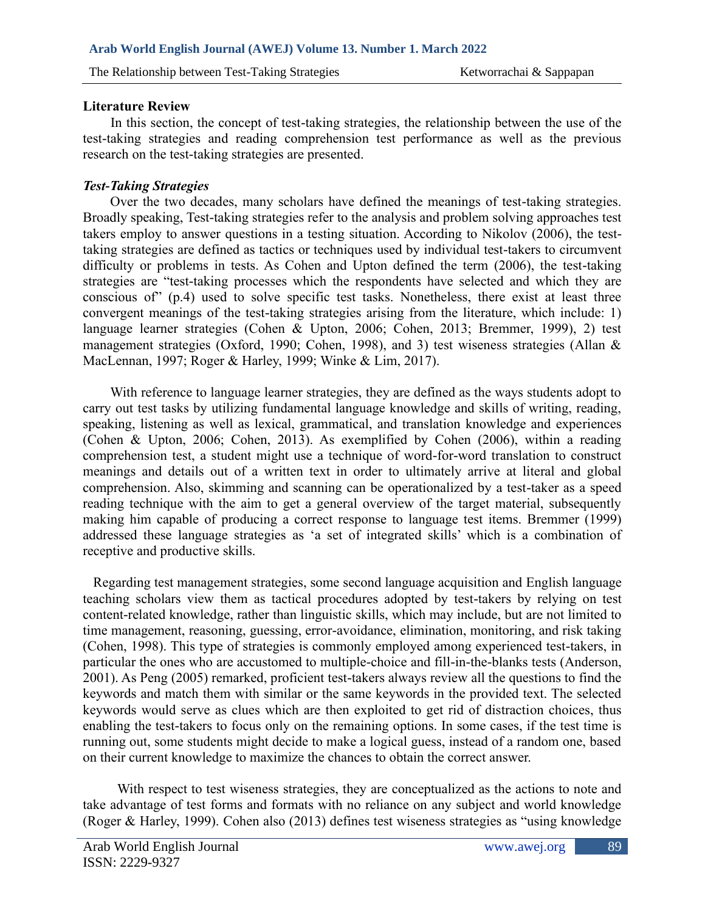## Literature Review

In this section, the concept of test-taking strategies, the relationship between the use of the test-taking strategies and reading comprehension test performance as well as the previous research on the test-taking strategies are presented.

### *Test-Taking Strategies*

Over the two decades, many scholars have defined the meanings of test-taking strategies. Broadly speaking, Test-taking strategies refer to the analysis and problem solving approaches test takers employ to answer questions in a testing situation. According to Nikolov (2006), the test-taking strategies are defined as tactics or techniques used by individual test-takers to circumvent difficulty or problems in tests. As Cohen and Upton defined the term (2006), the test-taking strategies are "test-taking processes which the respondents have selected and which they are conscious of" (p.4) used to solve specific test tasks. Nonetheless, there exist at least three convergent meanings of the test-taking strategies arising from the literature, which include: 1) language learner strategies (Cohen & Upton, 2006; Cohen, 2013; Bremmer, 1999), 2) test management strategies (Oxford, 1990; Cohen, 1998), and 3) test wiseness strategies (Allan & MacLennan, 1997; Roger & Harley, 1999; Winke & Lim, 2017).

With reference to language learner strategies, they are defined as the ways students adopt to carry out test tasks by utilizing fundamental language knowledge and skills of writing, reading, speaking, listening as well as lexical, grammatical, and translation knowledge and experiences (Cohen & Upton, 2006; Cohen, 2013). As exemplified by Cohen (2006), within a reading comprehension test, a student might use a technique of word-for-word translation to construct meanings and details out of a written text in order to ultimately arrive at literal and global comprehension. Also, skimming and scanning can be operationalized by a test-taker as a speed reading technique with the aim to get a general overview of the target material, subsequently making him capable of producing a correct response to language test items. Bremmer (1999) addressed these language strategies as 'a set of integrated skills' which is a combination of receptive and productive skills.

Regarding test management strategies, some second language acquisition and English language teaching scholars view them as tactical procedures adopted by test-takers by relying on test content-related knowledge, rather than linguistic skills, which may include, but are not limited to time management, reasoning, guessing, error-avoidance, elimination, monitoring, and risk taking (Cohen, 1998). This type of strategies is commonly employed among experienced test-takers, in particular the ones who are accustomed to multiple-choice and fill-in-the-blanks tests (Anderson, 2001). As Peng (2005) remarked, proficient test-takers always review all the questions to find the keywords and match them with similar or the same keywords in the provided text. The selected keywords would serve as clues which are then exploited to get rid of distraction choices, thus enabling the test-takers to focus only on the remaining options. In some cases, if the test time is running out, some students might decide to make a logical guess, instead of a random one, based on their current knowledge to maximize the chances to obtain the correct answer.

With respect to test wiseness strategies, they are conceptualized as the actions to note and take advantage of test forms and formats with no reliance on any subject and world knowledge (Roger & Harley, 1999). Cohen also (2013) defines test wiseness strategies as "using knowledge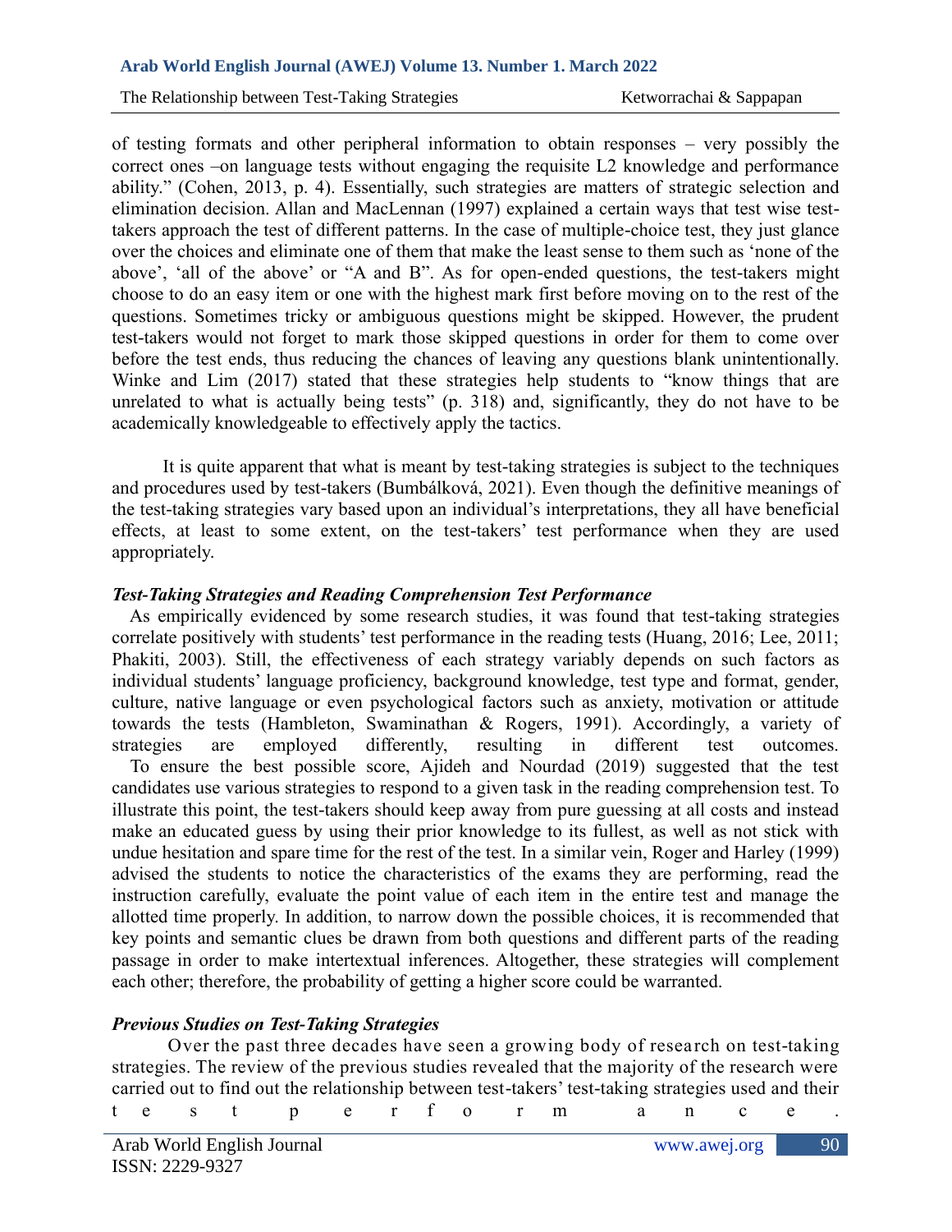of testing formats and other peripheral information to obtain responses – very possibly the correct ones –on language tests without engaging the requisite L2 knowledge and performance ability." (Cohen, 2013, p. 4). Essentially, such strategies are matters of strategic selection and elimination decision. Allan and MacLennan (1997) explained a certain ways that test wise test-takers approach the test of different patterns. In the case of multiple-choice test, they just glance over the choices and eliminate one of them that make the least sense to them such as 'none of the above', 'all of the above' or "A and B". As for open-ended questions, the test-takers might choose to do an easy item or one with the highest mark first before moving on to the rest of the questions. Sometimes tricky or ambiguous questions might be skipped. However, the prudent test-takers would not forget to mark those skipped questions in order for them to come over before the test ends, thus reducing the chances of leaving any questions blank unintentionally. Winke and Lim (2017) stated that these strategies help students to "know things that are unrelated to what is actually being tests" (p. 318) and, significantly, they do not have to be academically knowledgeable to effectively apply the tactics.

It is quite apparent that what is meant by test-taking strategies is subject to the techniques and procedures used by test-takers (Bumbálková, 2021). Even though the definitive meanings of the test-taking strategies vary based upon an individual's interpretations, they all have beneficial effects, at least to some extent, on the test-takers' test performance when they are used appropriately.

### *Test-Taking Strategies and Reading Comprehension Test Performance*

As empirically evidenced by some research studies, it was found that test-taking strategies correlate positively with students' test performance in the reading tests (Huang, 2016; Lee, 2011; Phakiti, 2003). Still, the effectiveness of each strategy variably depends on such factors as individual students' language proficiency, background knowledge, test type and format, gender, culture, native language or even psychological factors such as anxiety, motivation or attitude towards the tests (Hambleton, Swaminathan & Rogers, 1991). Accordingly, a variety of strategies are employed differently, resulting in different test outcomes.

To ensure the best possible score, Ajideh and Nourdad (2019) suggested that the test candidates use various strategies to respond to a given task in the reading comprehension test. To illustrate this point, the test-takers should keep away from pure guessing at all costs and instead make an educated guess by using their prior knowledge to its fullest, as well as not stick with undue hesitation and spare time for the rest of the test. In a similar vein, Roger and Harley (1999) advised the students to notice the characteristics of the exams they are performing, read the instruction carefully, evaluate the point value of each item in the entire test and manage the allotted time properly. In addition, to narrow down the possible choices, it is recommended that key points and semantic clues be drawn from both questions and different parts of the reading passage in order to make intertextual inferences. Altogether, these strategies will complement each other; therefore, the probability of getting a higher score could be warranted.

### *Previous Studies on Test-Taking Strategies*

Over the past three decades have seen a growing body of research on test-taking strategies. The review of the previous studies revealed that the majority of the research were carried out to find out the relationship between test-takers' test-taking strategies used and their test performance.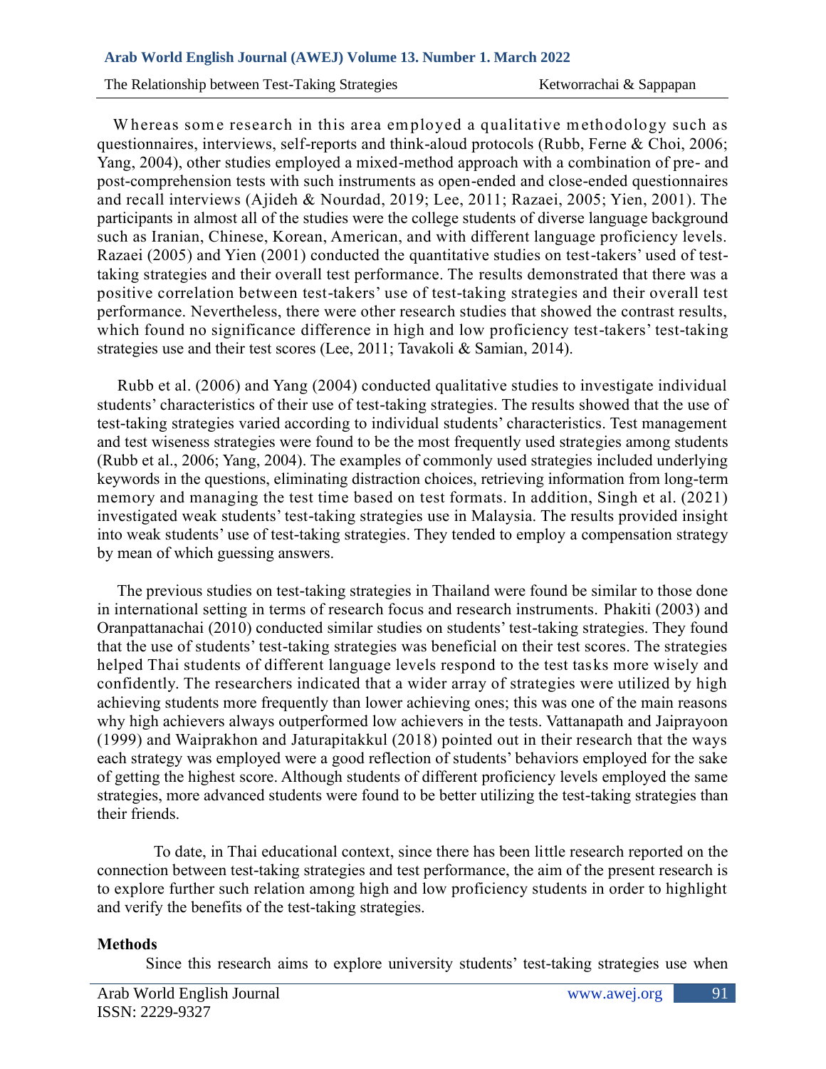Whereas some research in this area employed a qualitative methodology such as questionnaires, interviews, self-reports and think-aloud protocols (Rubb, Ferne & Choi, 2006; Yang, 2004), other studies employed a mixed-method approach with a combination of pre- and post-comprehension tests with such instruments as open-ended and close-ended questionnaires and recall interviews (Ajideh & Nourdad, 2019; Lee, 2011; Razaei, 2005; Yien, 2001). The participants in almost all of the studies were the college students of diverse language background such as Iranian, Chinese, Korean, American, and with different language proficiency levels. Razaei (2005) and Yien (2001) conducted the quantitative studies on test-takers' used of test-taking strategies and their overall test performance. The results demonstrated that there was a positive correlation between test-takers' use of test-taking strategies and their overall test performance. Nevertheless, there were other research studies that showed the contrast results, which found no significance difference in high and low proficiency test-takers' test-taking strategies use and their test scores (Lee, 2011; Tavakoli & Samian, 2014).

Rubb et al. (2006) and Yang (2004) conducted qualitative studies to investigate individual students' characteristics of their use of test-taking strategies. The results showed that the use of test-taking strategies varied according to individual students' characteristics. Test management and test wiseness strategies were found to be the most frequently used strategies among students (Rubb et al., 2006; Yang, 2004). The examples of commonly used strategies included underlying keywords in the questions, eliminating distraction choices, retrieving information from long-term memory and managing the test time based on test formats. In addition, Singh et al. (2021) investigated weak students' test-taking strategies use in Malaysia. The results provided insight into weak students' use of test-taking strategies. They tended to employ a compensation strategy by mean of which guessing answers.

The previous studies on test-taking strategies in Thailand were found be similar to those done in international setting in terms of research focus and research instruments. Phakiti (2003) and Oranpattanachai (2010) conducted similar studies on students' test-taking strategies. They found that the use of students' test-taking strategies was beneficial on their test scores. The strategies helped Thai students of different language levels respond to the test tasks more wisely and confidently. The researchers indicated that a wider array of strategies were utilized by high achieving students more frequently than lower achieving ones; this was one of the main reasons why high achievers always outperformed low achievers in the tests. Vattanapath and Jaiprayoon (1999) and Waiprakhon and Jaturapitakkul (2018) pointed out in their research that the ways each strategy was employed were a good reflection of students' behaviors employed for the sake of getting the highest score. Although students of different proficiency levels employed the same strategies, more advanced students were found to be better utilizing the test-taking strategies than their friends.

To date, in Thai educational context, since there has been little research reported on the connection between test-taking strategies and test performance, the aim of the present research is to explore further such relation among high and low proficiency students in order to highlight and verify the benefits of the test-taking strategies.

## Methods

Since this research aims to explore university students' test-taking strategies use when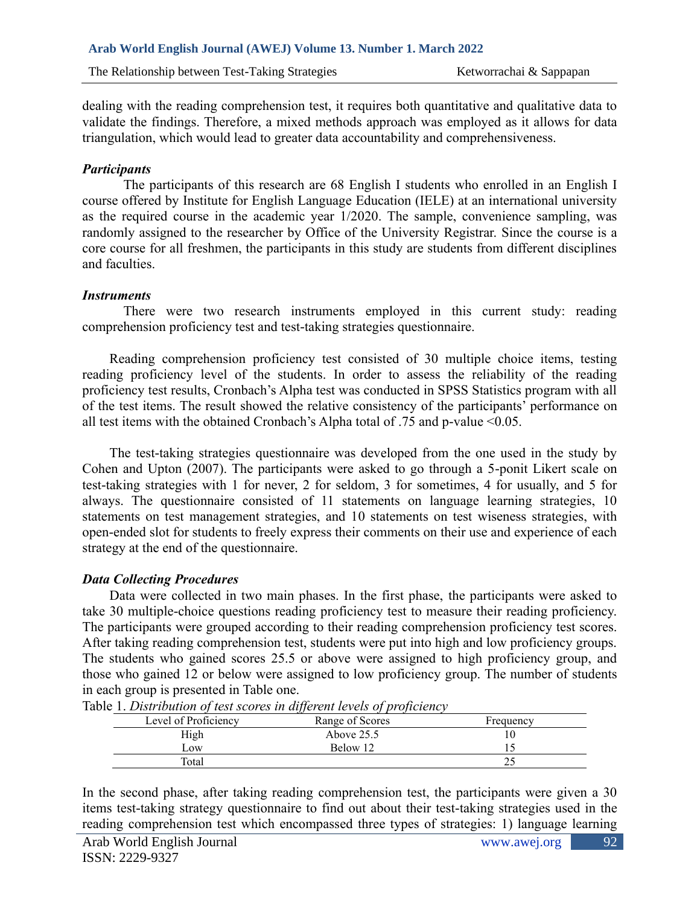dealing with the reading comprehension test, it requires both quantitative and qualitative data to validate the findings. Therefore, a mixed methods approach was employed as it allows for data triangulation, which would lead to greater data accountability and comprehensiveness.

### *Participants*

The participants of this research are 68 English I students who enrolled in an English I course offered by Institute for English Language Education (IELE) at an international university as the required course in the academic year 1/2020. The sample, convenience sampling, was randomly assigned to the researcher by Office of the University Registrar. Since the course is a core course for all freshmen, the participants in this study are students from different disciplines and faculties.

### *Instruments*

There were two research instruments employed in this current study: reading comprehension proficiency test and test-taking strategies questionnaire.

Reading comprehension proficiency test consisted of 30 multiple choice items, testing reading proficiency level of the students. In order to assess the reliability of the reading proficiency test results, Cronbach's Alpha test was conducted in SPSS Statistics program with all of the test items. The result showed the relative consistency of the participants' performance on all test items with the obtained Cronbach's Alpha total of .75 and p-value $<0.05$.

The test-taking strategies questionnaire was developed from the one used in the study by Cohen and Upton (2007). The participants were asked to go through a 5-ponit Likert scale on test-taking strategies with 1 for never, 2 for seldom, 3 for sometimes, 4 for usually, and 5 for always. The questionnaire consisted of 11 statements on language learning strategies, 10 statements on test management strategies, and 10 statements on test wiseness strategies, with open-ended slot for students to freely express their comments on their use and experience of each strategy at the end of the questionnaire.

### *Data Collecting Procedures*

Data were collected in two main phases. In the first phase, the participants were asked to take 30 multiple-choice questions reading proficiency test to measure their reading proficiency. The participants were grouped according to their reading comprehension proficiency test scores. After taking reading comprehension test, students were put into high and low proficiency groups. The students who gained scores 25.5 or above were assigned to high proficiency group, and those who gained 12 or below were assigned to low proficiency group. The number of students in each group is presented in Table one.

Table 1. *Distribution of test scores in different levels of proficiency*

| Level of Proficiency | Range of Scores | Frequency |
|---|---|---|
| High | Above 25.5 | 10 |
| Low | Below 12 | 15 |
| Total | | 25 |

In the second phase, after taking reading comprehension test, the participants were given a 30 items test-taking strategy questionnaire to find out about their test-taking strategies used in the reading comprehension test which encompassed three types of strategies: 1) language learning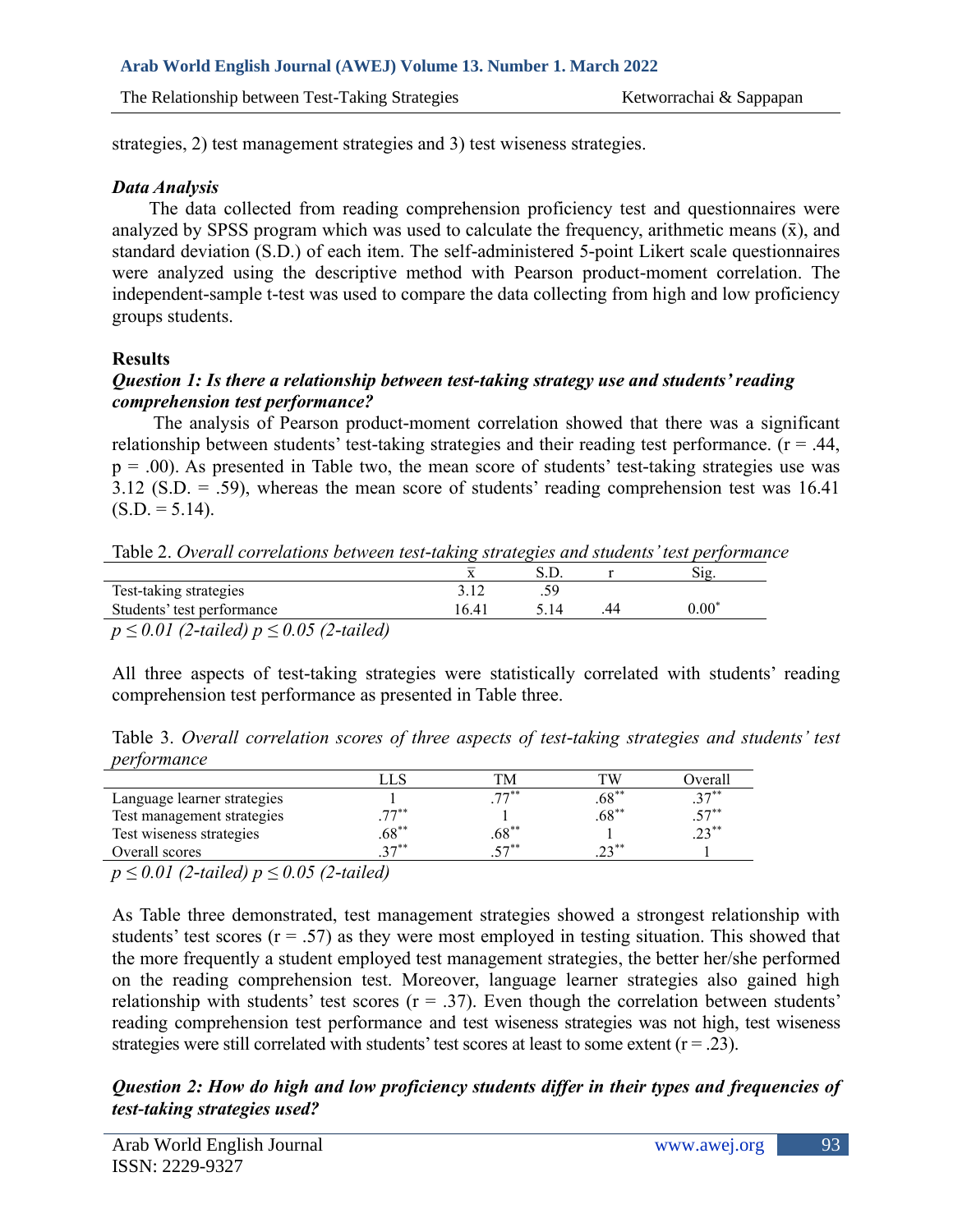strategies, 2) test management strategies and 3) test wiseness strategies.

### *Data Analysis*

The data collected from reading comprehension proficiency test and questionnaires were analyzed by SPSS program which was used to calculate the frequency, arithmetic means ($\bar{x}$), and standard deviation (S.D.) of each item. The self-administered 5-point Likert scale questionnaires were analyzed using the descriptive method with Pearson product-moment correlation. The independent-sample t-test was used to compare the data collecting from high and low proficiency groups students.

## Results

### *Question 1: Is there a relationship between test-taking strategy use and students' reading comprehension test performance?*

The analysis of Pearson product-moment correlation showed that there was a significant relationship between students' test-taking strategies and their reading test performance. ($r = .44$, $p = .00$). As presented in Table two, the mean score of students' test-taking strategies use was 3.12 (S.D. = .59), whereas the mean score of students' reading comprehension test was 16.41 (S.D. = 5.14).

Table 2. *Overall correlations between test-taking strategies and students' test performance*

| | $\bar{x}$ | S.D. | r | Sig. |
|---|---|---|---|---|
| Test-taking strategies | 3.12 | .59 | | |
| Students' test performance | 16.41 | 5.14 | .44 | $0.00^{*}$ |

*$p \leq 0.01$ (2-tailed) $p \leq 0.05$ (2-tailed)*

All three aspects of test-taking strategies were statistically correlated with students' reading comprehension test performance as presented in Table three.

Table 3. *Overall correlation scores of three aspects of test-taking strategies and students' test performance*

| | LLS | TM | TW | Overall |
|---|---|---|---|---|
| Language learner strategies | 1 | $.77^{**}$ | $.68^{**}$ | $.37^{**}$ |
| Test management strategies | $.77^{**}$ | 1 | $.68^{**}$ | $.57^{**}$ |
| Test wiseness strategies | $.68^{**}$ | $.68^{**}$ | 1 | $.23^{**}$ |
| Overall scores | $.37^{**}$ | $.57^{**}$ | $.23^{**}$ | 1 |

*$p \leq 0.01$ (2-tailed) $p \leq 0.05$ (2-tailed)*

As Table three demonstrated, test management strategies showed a strongest relationship with students' test scores ($r = .57$) as they were most employed in testing situation. This showed that the more frequently a student employed test management strategies, the better her/she performed on the reading comprehension test. Moreover, language learner strategies also gained high relationship with students' test scores ($r = .37$). Even though the correlation between students' reading comprehension test performance and test wiseness strategies was not high, test wiseness strategies were still correlated with students' test scores at least to some extent ($r = .23$).

### *Question 2: How do high and low proficiency students differ in their types and frequencies of test-taking strategies used?*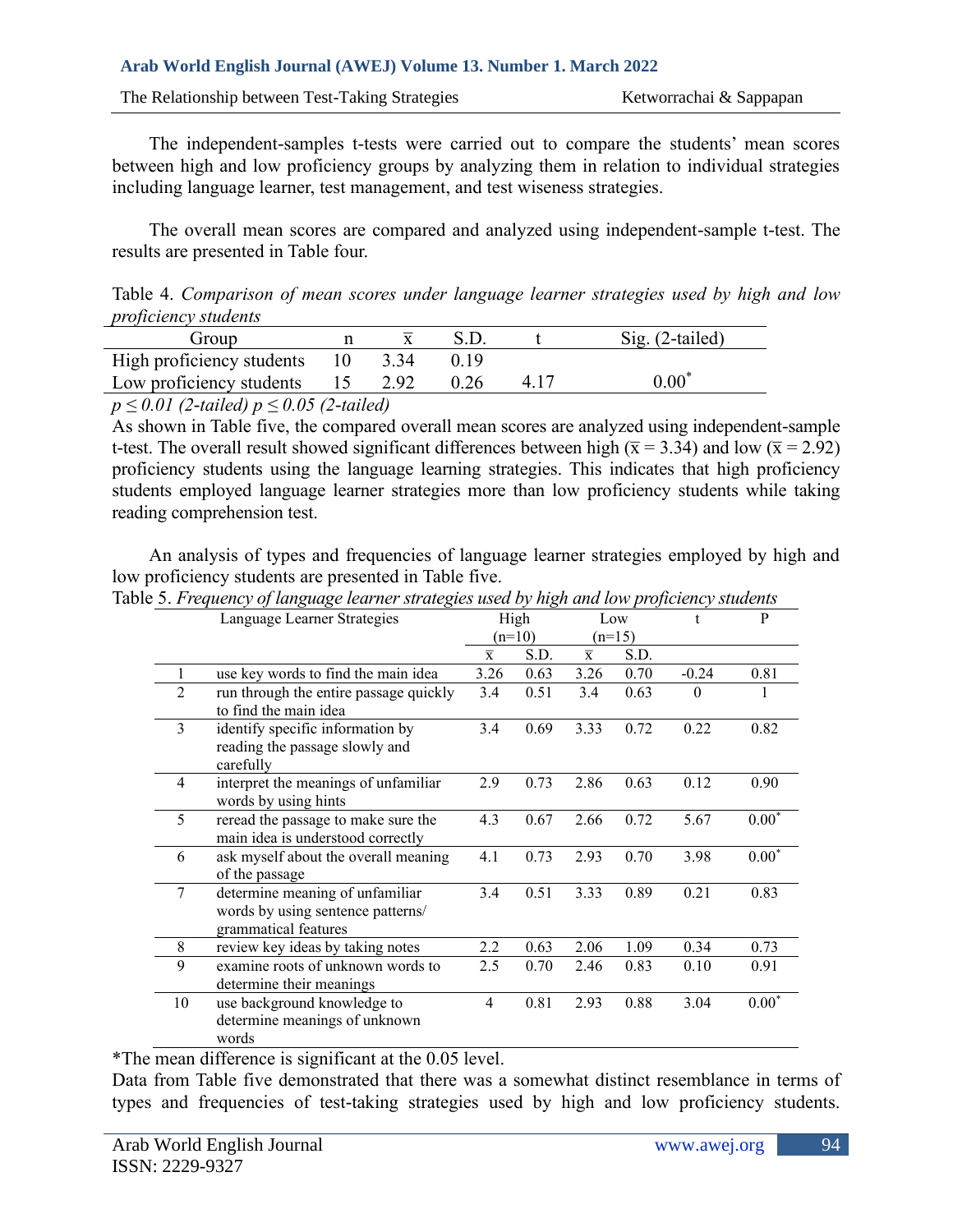The independent-samples t-tests were carried out to compare the students' mean scores between high and low proficiency groups by analyzing them in relation to individual strategies including language learner, test management, and test wiseness strategies.

The overall mean scores are compared and analyzed using independent-sample t-test. The results are presented in Table four.

Table 4. *Comparison of mean scores under language learner strategies used by high and low proficiency students*

| Group | n | $\overline{x}$ | S.D. | t | Sig. (2-tailed) |
|---|---|---|---|---|---|
| High proficiency students | 10 | 3.34 | 0.19 | | |
| Low proficiency students | 15 | 2.92 | 0.26 | 4.17 | 0.00* |

*$p \leq 0.01$ (2-tailed) $p \leq 0.05$ (2-tailed)*

As shown in Table five, the compared overall mean scores are analyzed using independent-sample t-test. The overall result showed significant differences between high ($\overline{x} = 3.34$) and low ($\overline{x} = 2.92$) proficiency students using the language learning strategies. This indicates that high proficiency students employed language learner strategies more than low proficiency students while taking reading comprehension test.

An analysis of types and frequencies of language learner strategies employed by high and low proficiency students are presented in Table five.

Table 5. *Frequency of language learner strategies used by high and low proficiency students*

| | Language Learner Strategies | High (n=10) | | Low (n=15) | | t | P |
|---|---|---|---|---|---|---|---|
| | | $\overline{x}$ | S.D. | $\overline{x}$ | S.D. | | |
| 1 | use key words to find the main idea | 3.26 | 0.63 | 3.26 | 0.70 | -0.24 | 0.81 |
| 2 | run through the entire passage quickly to find the main idea | 3.4 | 0.51 | 3.4 | 0.63 | 0 | 1 |
| 3 | identify specific information by reading the passage slowly and carefully | 3.4 | 0.69 | 3.33 | 0.72 | 0.22 | 0.82 |
| 4 | interpret the meanings of unfamiliar words by using hints | 2.9 | 0.73 | 2.86 | 0.63 | 0.12 | 0.90 |
| 5 | reread the passage to make sure the main idea is understood correctly | 4.3 | 0.67 | 2.66 | 0.72 | 5.67 | 0.00* |
| 6 | ask myself about the overall meaning of the passage | 4.1 | 0.73 | 2.93 | 0.70 | 3.98 | 0.00* |
| 7 | determine meaning of unfamiliar words by using sentence patterns/ grammatical features | 3.4 | 0.51 | 3.33 | 0.89 | 0.21 | 0.83 |
| 8 | review key ideas by taking notes | 2.2 | 0.63 | 2.06 | 1.09 | 0.34 | 0.73 |
| 9 | examine roots of unknown words to determine their meanings | 2.5 | 0.70 | 2.46 | 0.83 | 0.10 | 0.91 |
| 10 | use background knowledge to determine meanings of unknown words | 4 | 0.81 | 2.93 | 0.88 | 3.04 | 0.00* |

*The mean difference is significant at the 0.05 level.

Data from Table five demonstrated that there was a somewhat distinct resemblance in terms of types and frequencies of test-taking strategies used by high and low proficiency students.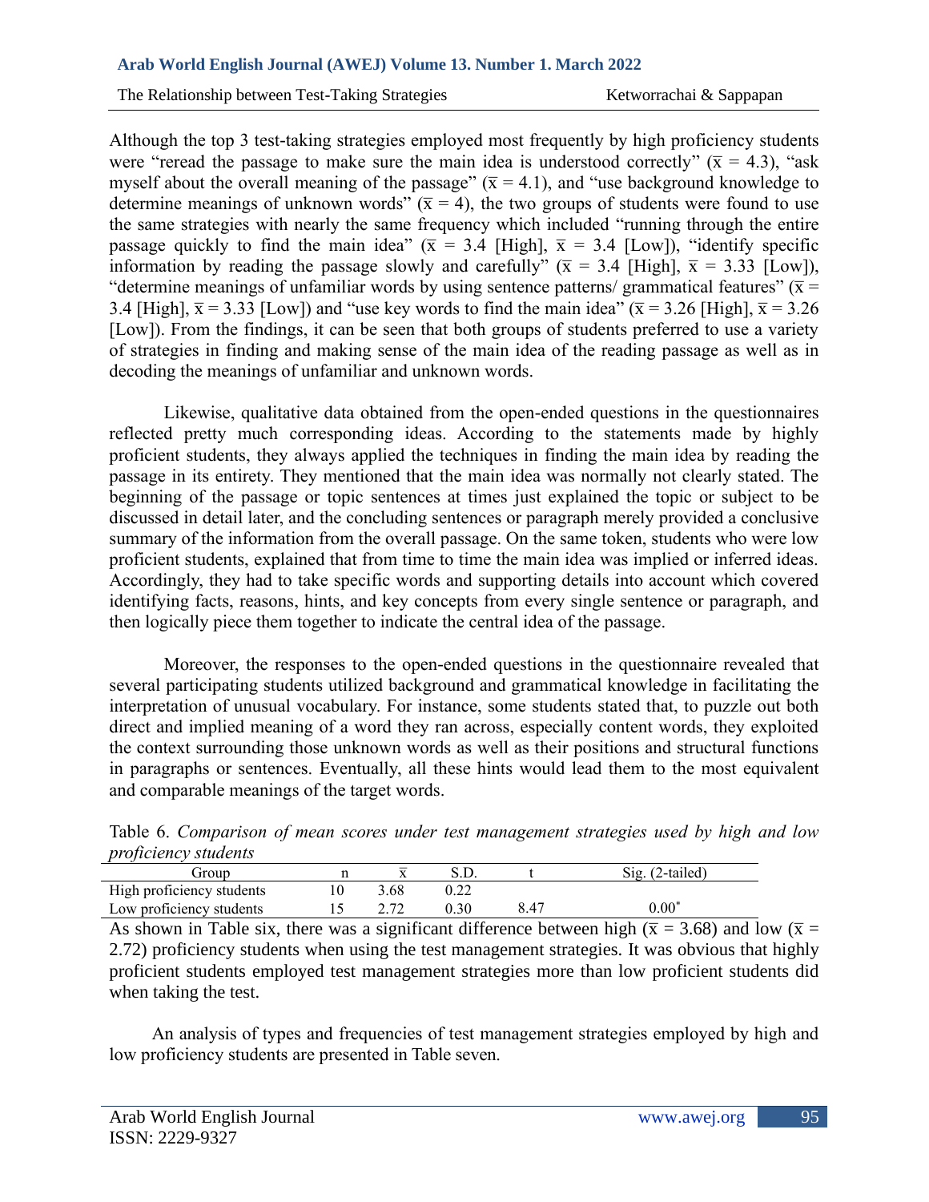Although the top 3 test-taking strategies employed most frequently by high proficiency students were "reread the passage to make sure the main idea is understood correctly" ($\bar{x}$ = 4.3), "ask myself about the overall meaning of the passage" ($\bar{x}$ = 4.1), and "use background knowledge to determine meanings of unknown words" ($\bar{x}$ = 4), the two groups of students were found to use the same strategies with nearly the same frequency which included "running through the entire passage quickly to find the main idea" ($\bar{x}$ = 3.4 [High], $\bar{x}$ = 3.4 [Low]), "identify specific information by reading the passage slowly and carefully" ($\bar{x}$ = 3.4 [High], $\bar{x}$ = 3.33 [Low]), "determine meanings of unfamiliar words by using sentence patterns/ grammatical features" ($\bar{x}$ = 3.4 [High], $\bar{x}$ = 3.33 [Low]) and "use key words to find the main idea" ($\bar{x}$ = 3.26 [High], $\bar{x}$ = 3.26 [Low]). From the findings, it can be seen that both groups of students preferred to use a variety of strategies in finding and making sense of the main idea of the reading passage as well as in decoding the meanings of unfamiliar and unknown words.

Likewise, qualitative data obtained from the open-ended questions in the questionnaires reflected pretty much corresponding ideas. According to the statements made by highly proficient students, they always applied the techniques in finding the main idea by reading the passage in its entirety. They mentioned that the main idea was normally not clearly stated. The beginning of the passage or topic sentences at times just explained the topic or subject to be discussed in detail later, and the concluding sentences or paragraph merely provided a conclusive summary of the information from the overall passage. On the same token, students who were low proficient students, explained that from time to time the main idea was implied or inferred ideas. Accordingly, they had to take specific words and supporting details into account which covered identifying facts, reasons, hints, and key concepts from every single sentence or paragraph, and then logically piece them together to indicate the central idea of the passage.

Moreover, the responses to the open-ended questions in the questionnaire revealed that several participating students utilized background and grammatical knowledge in facilitating the interpretation of unusual vocabulary. For instance, some students stated that, to puzzle out both direct and implied meaning of a word they ran across, especially content words, they exploited the context surrounding those unknown words as well as their positions and structural functions in paragraphs or sentences. Eventually, all these hints would lead them to the most equivalent and comparable meanings of the target words.

Table 6. *Comparison of mean scores under test management strategies used by high and low proficiency students*

| Group | n | $\bar{x}$ | S.D. | t | Sig. (2-tailed) |
|---|---|---|---|---|---|
| High proficiency students | 10 | 3.68 | 0.22 | | |
| Low proficiency students | 15 | 2.72 | 0.30 | 8.47 | 0.00* |

As shown in Table six, there was a significant difference between high ($\bar{x}$ = 3.68) and low ($\bar{x}$ = 2.72) proficiency students when using the test management strategies. It was obvious that highly proficient students employed test management strategies more than low proficient students did when taking the test.

An analysis of types and frequencies of test management strategies employed by high and low proficiency students are presented in Table seven.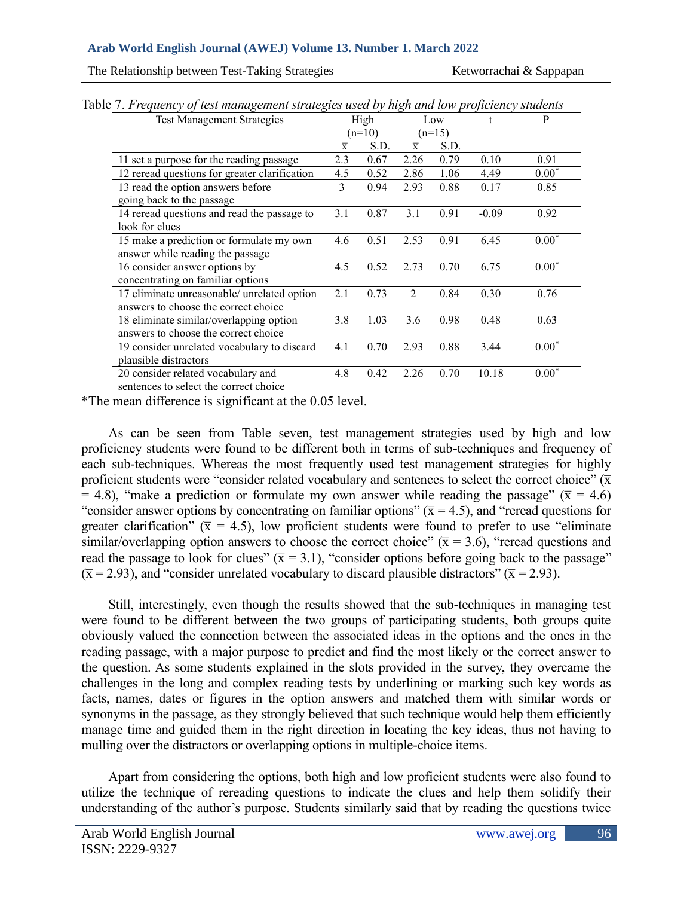Table 7. *Frequency of test management strategies used by high and low proficiency students*

| Test Management Strategies | High (n=10) | | Low (n=15) | | t | P |
|---|---|---|---|---|---|---|
| | $\bar{x}$ | S.D. | $\bar{x}$ | S.D. | | |
| 11 set a purpose for the reading passage | 2.3 | 0.67 | 2.26 | 0.79 | 0.10 | 0.91 |
| 12 reread questions for greater clarification | 4.5 | 0.52 | 2.86 | 1.06 | 4.49 | 0.00* |
| 13 read the option answers before going back to the passage | 3 | 0.94 | 2.93 | 0.88 | 0.17 | 0.85 |
| 14 reread questions and read the passage to look for clues | 3.1 | 0.87 | 3.1 | 0.91 | -0.09 | 0.92 |
| 15 make a prediction or formulate my own answer while reading the passage | 4.6 | 0.51 | 2.53 | 0.91 | 6.45 | 0.00* |
| 16 consider answer options by concentrating on familiar options | 4.5 | 0.52 | 2.73 | 0.70 | 6.75 | 0.00* |
| 17 eliminate unreasonable/ unrelated option answers to choose the correct choice | 2.1 | 0.73 | 2 | 0.84 | 0.30 | 0.76 |
| 18 eliminate similar/overlapping option answers to choose the correct choice | 3.8 | 1.03 | 3.6 | 0.98 | 0.48 | 0.63 |
| 19 consider unrelated vocabulary to discard plausible distractors | 4.1 | 0.70 | 2.93 | 0.88 | 3.44 | 0.00* |
| 20 consider related vocabulary and sentences to select the correct choice | 4.8 | 0.42 | 2.26 | 0.70 | 10.18 | 0.00* |

*The mean difference is significant at the 0.05 level.

As can be seen from Table seven, test management strategies used by high and low proficiency students were found to be different both in terms of sub-techniques and frequency of each sub-techniques. Whereas the most frequently used test management strategies for highly proficient students were "consider related vocabulary and sentences to select the correct choice" ($\bar{x}$ = 4.8), "make a prediction or formulate my own answer while reading the passage" ($\bar{x}$ = 4.6) "consider answer options by concentrating on familiar options" ($\bar{x}$ = 4.5), and "reread questions for greater clarification" ($\bar{x}$ = 4.5), low proficient students were found to prefer to use "eliminate similar/overlapping option answers to choose the correct choice" ($\bar{x}$ = 3.6), "reread questions and read the passage to look for clues" ($\bar{x}$ = 3.1), "consider options before going back to the passage" ($\bar{x}$ = 2.93), and "consider unrelated vocabulary to discard plausible distractors" ($\bar{x}$ = 2.93).

Still, interestingly, even though the results showed that the sub-techniques in managing test were found to be different between the two groups of participating students, both groups quite obviously valued the connection between the associated ideas in the options and the ones in the reading passage, with a major purpose to predict and find the most likely or the correct answer to the question. As some students explained in the slots provided in the survey, they overcame the challenges in the long and complex reading tests by underlining or marking such key words as facts, names, dates or figures in the option answers and matched them with similar words or synonyms in the passage, as they strongly believed that such technique would help them efficiently manage time and guided them in the right direction in locating the key ideas, thus not having to mulling over the distractors or overlapping options in multiple-choice items.

Apart from considering the options, both high and low proficient students were also found to utilize the technique of rereading questions to indicate the clues and help them solidify their understanding of the author's purpose. Students similarly said that by reading the questions twice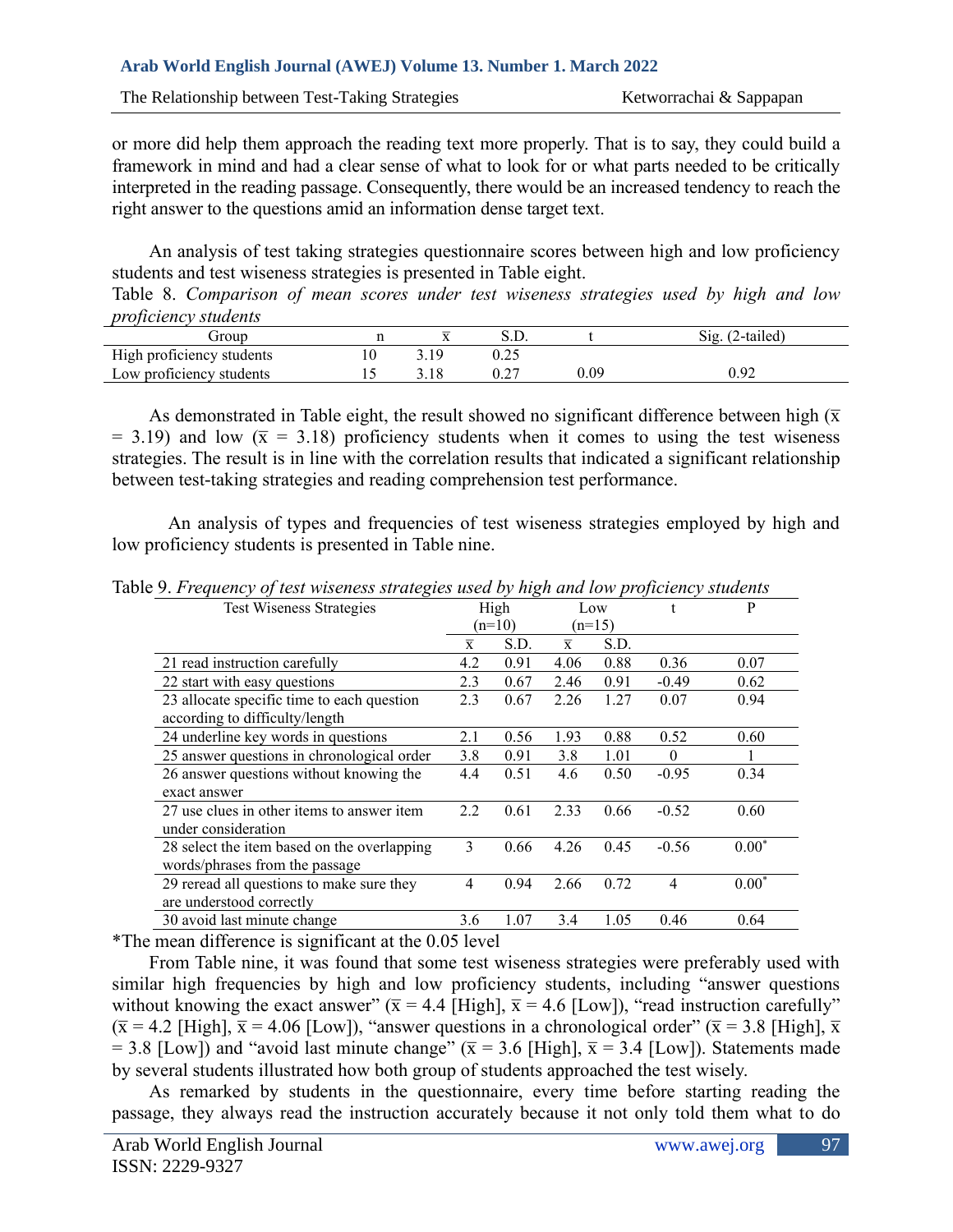or more did help them approach the reading text more properly. That is to say, they could build a framework in mind and had a clear sense of what to look for or what parts needed to be critically interpreted in the reading passage. Consequently, there would be an increased tendency to reach the right answer to the questions amid an information dense target text.

An analysis of test taking strategies questionnaire scores between high and low proficiency students and test wiseness strategies is presented in Table eight.

Table 8. *Comparison of mean scores under test wiseness strategies used by high and low proficiency students*

| Group | n | $\bar{x}$ | S.D. | t | Sig. (2-tailed) |
|---|---|---|---|---|---|
| High proficiency students | 10 | 3.19 | 0.25 | | |
| Low proficiency students | 15 | 3.18 | 0.27 | 0.09 | 0.92 |

As demonstrated in Table eight, the result showed no significant difference between high ($\bar{x}$ = 3.19) and low ($\bar{x}$ = 3.18) proficiency students when it comes to using the test wiseness strategies. The result is in line with the correlation results that indicated a significant relationship between test-taking strategies and reading comprehension test performance.

An analysis of types and frequencies of test wiseness strategies employed by high and low proficiency students is presented in Table nine.

Table 9. *Frequency of test wiseness strategies used by high and low proficiency students*

| Test Wiseness Strategies | High (n=10) | | Low (n=15) | | t | P |
|---|---|---|---|---|---|---|
| | $\bar{x}$ | S.D. | $\bar{x}$ | S.D. | | |
| 21 read instruction carefully | 4.2 | 0.91 | 4.06 | 0.88 | 0.36 | 0.07 |
| 22 start with easy questions | 2.3 | 0.67 | 2.46 | 0.91 | -0.49 | 0.62 |
| 23 allocate specific time to each question according to difficulty/length | 2.3 | 0.67 | 2.26 | 1.27 | 0.07 | 0.94 |
| 24 underline key words in questions | 2.1 | 0.56 | 1.93 | 0.88 | 0.52 | 0.60 |
| 25 answer questions in chronological order | 3.8 | 0.91 | 3.8 | 1.01 | 0 | 1 |
| 26 answer questions without knowing the exact answer | 4.4 | 0.51 | 4.6 | 0.50 | -0.95 | 0.34 |
| 27 use clues in other items to answer item under consideration | 2.2 | 0.61 | 2.33 | 0.66 | -0.52 | 0.60 |
| 28 select the item based on the overlapping words/phrases from the passage | 3 | 0.66 | 4.26 | 0.45 | -0.56 | 0.00* |
| 29 reread all questions to make sure they are understood correctly | 4 | 0.94 | 2.66 | 0.72 | 4 | 0.00* |
| 30 avoid last minute change | 3.6 | 1.07 | 3.4 | 1.05 | 0.46 | 0.64 |

*The mean difference is significant at the 0.05 level

From Table nine, it was found that some test wiseness strategies were preferably used with similar high frequencies by high and low proficiency students, including "answer questions without knowing the exact answer" ($\bar{x}$ = 4.4 [High], $\bar{x}$ = 4.6 [Low]), "read instruction carefully" ($\bar{x}$ = 4.2 [High], $\bar{x}$ = 4.06 [Low]), "answer questions in a chronological order" ($\bar{x}$ = 3.8 [High], $\bar{x}$ = 3.8 [Low]) and "avoid last minute change" ($\bar{x}$ = 3.6 [High], $\bar{x}$ = 3.4 [Low]). Statements made by several students illustrated how both group of students approached the test wisely.

As remarked by students in the questionnaire, every time before starting reading the passage, they always read the instruction accurately because it not only told them what to do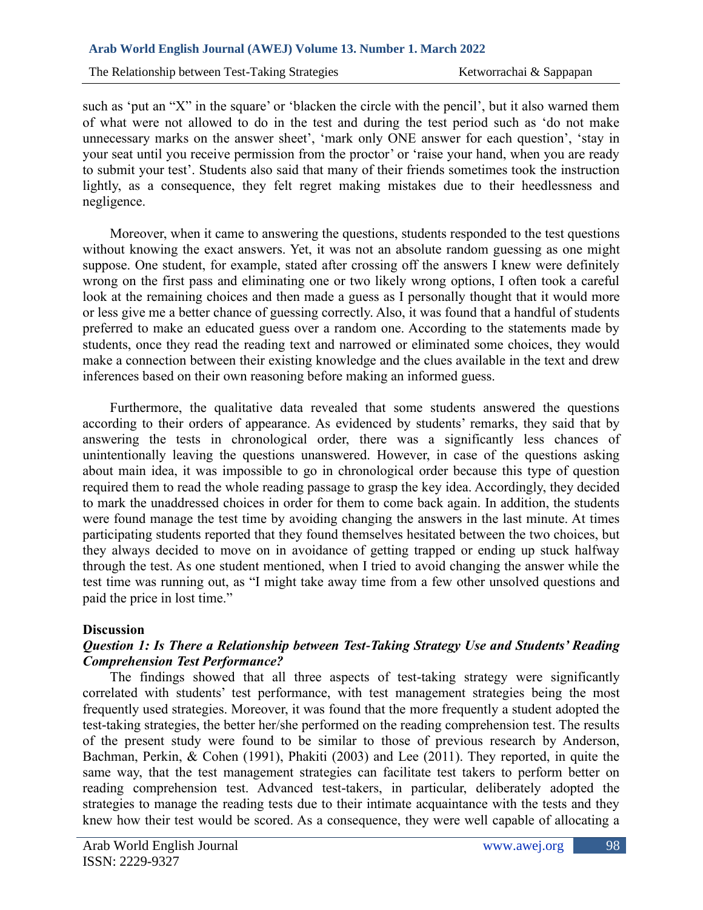such as 'put an "X" in the square' or 'blacken the circle with the pencil', but it also warned them of what were not allowed to do in the test and during the test period such as 'do not make unnecessary marks on the answer sheet', 'mark only ONE answer for each question', 'stay in your seat until you receive permission from the proctor' or 'raise your hand, when you are ready to submit your test'. Students also said that many of their friends sometimes took the instruction lightly, as a consequence, they felt regret making mistakes due to their heedlessness and negligence.

Moreover, when it came to answering the questions, students responded to the test questions without knowing the exact answers. Yet, it was not an absolute random guessing as one might suppose. One student, for example, stated after crossing off the answers I knew were definitely wrong on the first pass and eliminating one or two likely wrong options, I often took a careful look at the remaining choices and then made a guess as I personally thought that it would more or less give me a better chance of guessing correctly. Also, it was found that a handful of students preferred to make an educated guess over a random one. According to the statements made by students, once they read the reading text and narrowed or eliminated some choices, they would make a connection between their existing knowledge and the clues available in the text and drew inferences based on their own reasoning before making an informed guess.

Furthermore, the qualitative data revealed that some students answered the questions according to their orders of appearance. As evidenced by students' remarks, they said that by answering the tests in chronological order, there was a significantly less chances of unintentionally leaving the questions unanswered. However, in case of the questions asking about main idea, it was impossible to go in chronological order because this type of question required them to read the whole reading passage to grasp the key idea. Accordingly, they decided to mark the unaddressed choices in order for them to come back again. In addition, the students were found manage the test time by avoiding changing the answers in the last minute. At times participating students reported that they found themselves hesitated between the two choices, but they always decided to move on in avoidance of getting trapped or ending up stuck halfway through the test. As one student mentioned, when I tried to avoid changing the answer while the test time was running out, as "I might take away time from a few other unsolved questions and paid the price in lost time."

## Discussion

### *Question 1: Is There a Relationship between Test-Taking Strategy Use and Students' Reading Comprehension Test Performance?*

The findings showed that all three aspects of test-taking strategy were significantly correlated with students' test performance, with test management strategies being the most frequently used strategies. Moreover, it was found that the more frequently a student adopted the test-taking strategies, the better her/she performed on the reading comprehension test. The results of the present study were found to be similar to those of previous research by Anderson, Bachman, Perkin, & Cohen (1991), Phakiti (2003) and Lee (2011). They reported, in quite the same way, that the test management strategies can facilitate test takers to perform better on reading comprehension test. Advanced test-takers, in particular, deliberately adopted the strategies to manage the reading tests due to their intimate acquaintance with the tests and they knew how their test would be scored. As a consequence, they were well capable of allocating a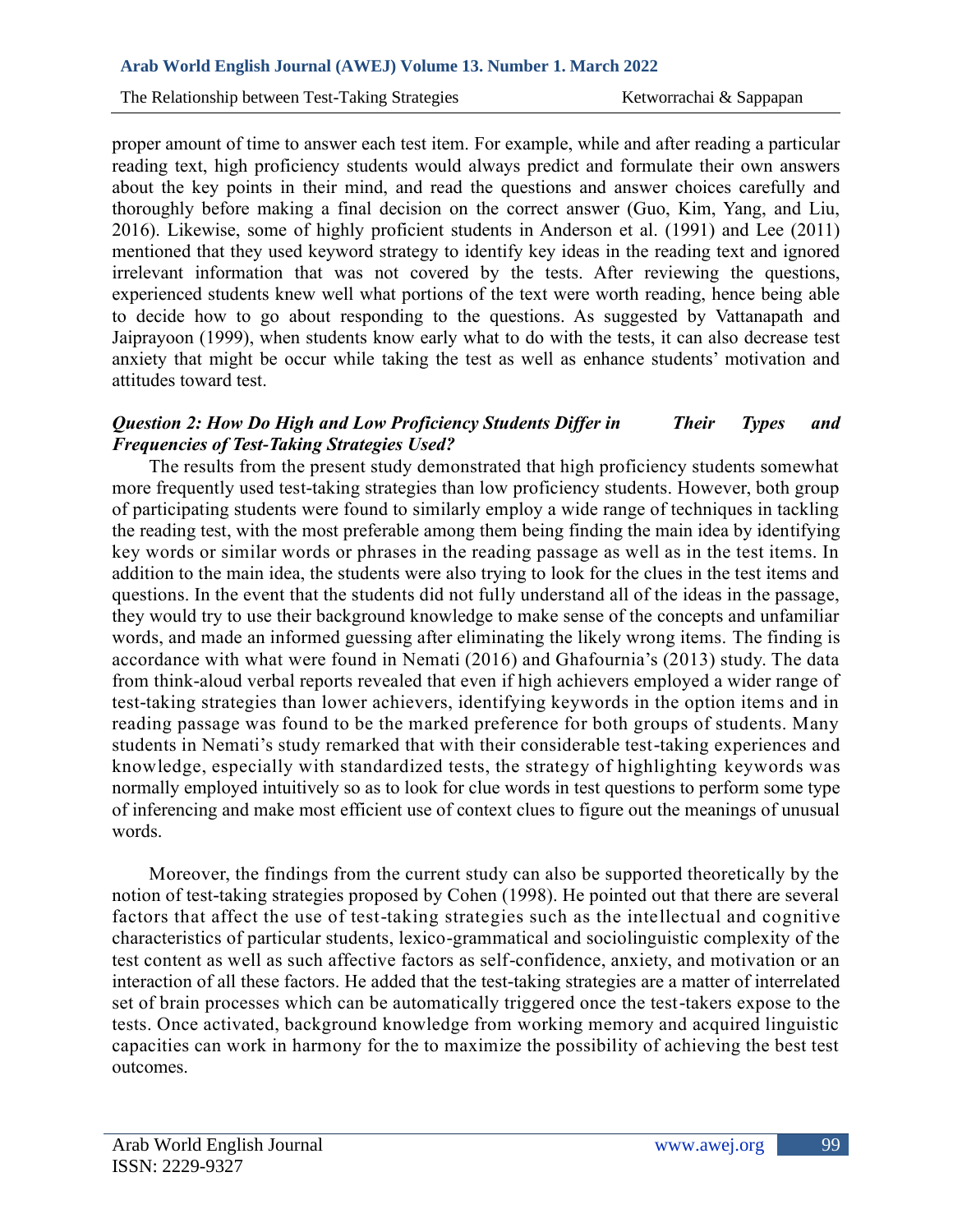proper amount of time to answer each test item. For example, while and after reading a particular reading text, high proficiency students would always predict and formulate their own answers about the key points in their mind, and read the questions and answer choices carefully and thoroughly before making a final decision on the correct answer (Guo, Kim, Yang, and Liu, 2016). Likewise, some of highly proficient students in Anderson et al. (1991) and Lee (2011) mentioned that they used keyword strategy to identify key ideas in the reading text and ignored irrelevant information that was not covered by the tests. After reviewing the questions, experienced students knew well what portions of the text were worth reading, hence being able to decide how to go about responding to the questions. As suggested by Vattanapath and Jaiprayoon (1999), when students know early what to do with the tests, it can also decrease test anxiety that might be occur while taking the test as well as enhance students' motivation and attitudes toward test.

### *Question 2: How Do High and Low Proficiency Students Differ in Their Types and Frequencies of Test-Taking Strategies Used?*

The results from the present study demonstrated that high proficiency students somewhat more frequently used test-taking strategies than low proficiency students. However, both group of participating students were found to similarly employ a wide range of techniques in tackling the reading test, with the most preferable among them being finding the main idea by identifying key words or similar words or phrases in the reading passage as well as in the test items. In addition to the main idea, the students were also trying to look for the clues in the test items and questions. In the event that the students did not fully understand all of the ideas in the passage, they would try to use their background knowledge to make sense of the concepts and unfamiliar words, and made an informed guessing after eliminating the likely wrong items. The finding is accordance with what were found in Nemati (2016) and Ghafournia's (2013) study. The data from think-aloud verbal reports revealed that even if high achievers employed a wider range of test-taking strategies than lower achievers, identifying keywords in the option items and in reading passage was found to be the marked preference for both groups of students. Many students in Nemati's study remarked that with their considerable test-taking experiences and knowledge, especially with standardized tests, the strategy of highlighting keywords was normally employed intuitively so as to look for clue words in test questions to perform some type of inferencing and make most efficient use of context clues to figure out the meanings of unusual words.

Moreover, the findings from the current study can also be supported theoretically by the notion of test-taking strategies proposed by Cohen (1998). He pointed out that there are several factors that affect the use of test-taking strategies such as the intellectual and cognitive characteristics of particular students, lexico-grammatical and sociolinguistic complexity of the test content as well as such affective factors as self-confidence, anxiety, and motivation or an interaction of all these factors. He added that the test-taking strategies are a matter of interrelated set of brain processes which can be automatically triggered once the test-takers expose to the tests. Once activated, background knowledge from working memory and acquired linguistic capacities can work in harmony for the to maximize the possibility of achieving the best test outcomes.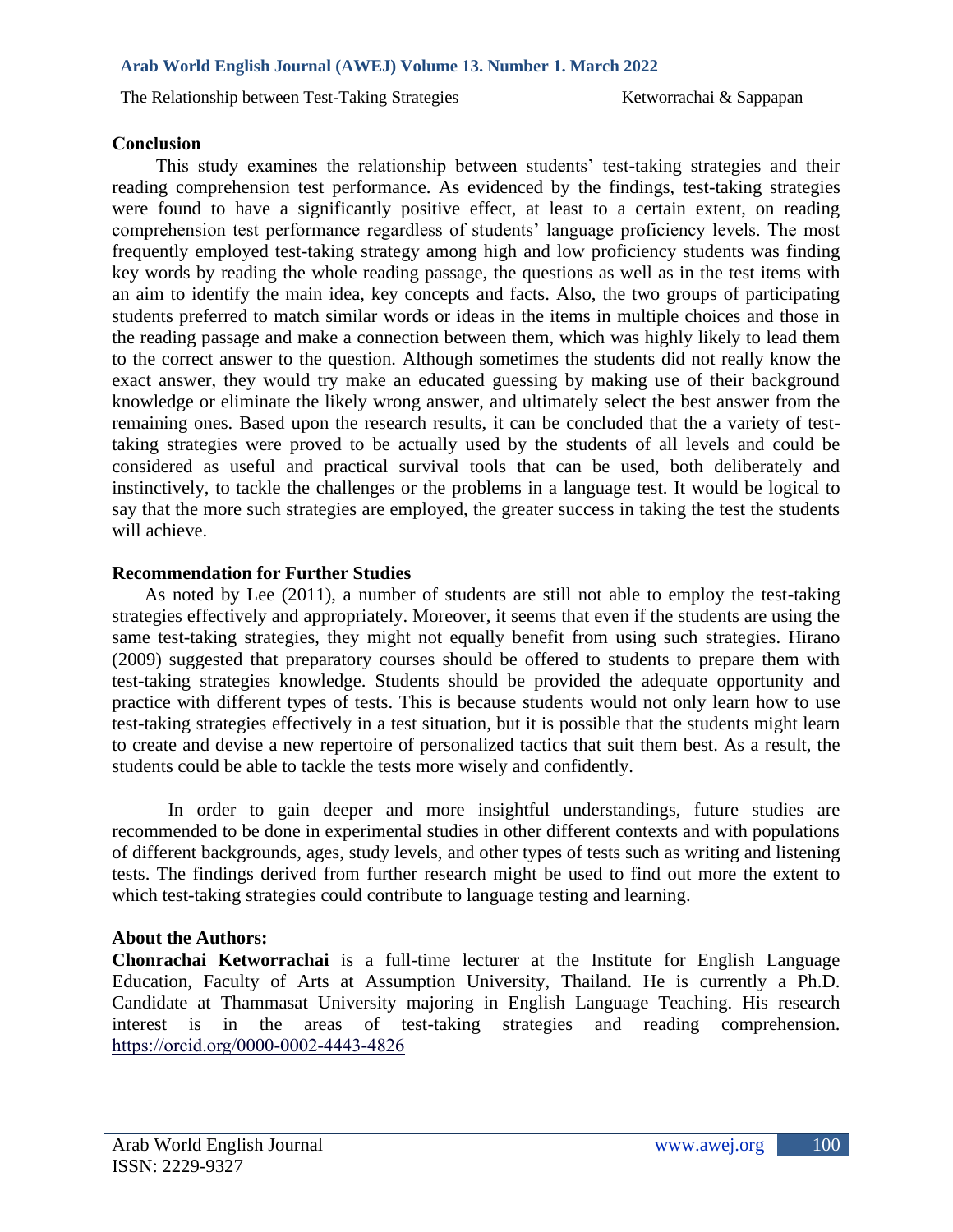## Conclusion

This study examines the relationship between students' test-taking strategies and their reading comprehension test performance. As evidenced by the findings, test-taking strategies were found to have a significantly positive effect, at least to a certain extent, on reading comprehension test performance regardless of students' language proficiency levels. The most frequently employed test-taking strategy among high and low proficiency students was finding key words by reading the whole reading passage, the questions as well as in the test items with an aim to identify the main idea, key concepts and facts. Also, the two groups of participating students preferred to match similar words or ideas in the items in multiple choices and those in the reading passage and make a connection between them, which was highly likely to lead them to the correct answer to the question. Although sometimes the students did not really know the exact answer, they would try make an educated guessing by making use of their background knowledge or eliminate the likely wrong answer, and ultimately select the best answer from the remaining ones. Based upon the research results, it can be concluded that the a variety of test-taking strategies were proved to be actually used by the students of all levels and could be considered as useful and practical survival tools that can be used, both deliberately and instinctively, to tackle the challenges or the problems in a language test. It would be logical to say that the more such strategies are employed, the greater success in taking the test the students will achieve.

## Recommendation for Further Studies

As noted by Lee (2011), a number of students are still not able to employ the test-taking strategies effectively and appropriately. Moreover, it seems that even if the students are using the same test-taking strategies, they might not equally benefit from using such strategies. Hirano (2009) suggested that preparatory courses should be offered to students to prepare them with test-taking strategies knowledge. Students should be provided the adequate opportunity and practice with different types of tests. This is because students would not only learn how to use test-taking strategies effectively in a test situation, but it is possible that the students might learn to create and devise a new repertoire of personalized tactics that suit them best. As a result, the students could be able to tackle the tests more wisely and confidently.

In order to gain deeper and more insightful understandings, future studies are recommended to be done in experimental studies in other different contexts and with populations of different backgrounds, ages, study levels, and other types of tests such as writing and listening tests. The findings derived from further research might be used to find out more the extent to which test-taking strategies could contribute to language testing and learning.

## About the Authors:

**Chonrachai Ketworrachai** is a full-time lecturer at the Institute for English Language Education, Faculty of Arts at Assumption University, Thailand. He is currently a Ph.D. Candidate at Thammasat University majoring in English Language Teaching. His research interest is in the areas of test-taking strategies and reading comprehension. https://orcid.org/0000-0002-4443-4826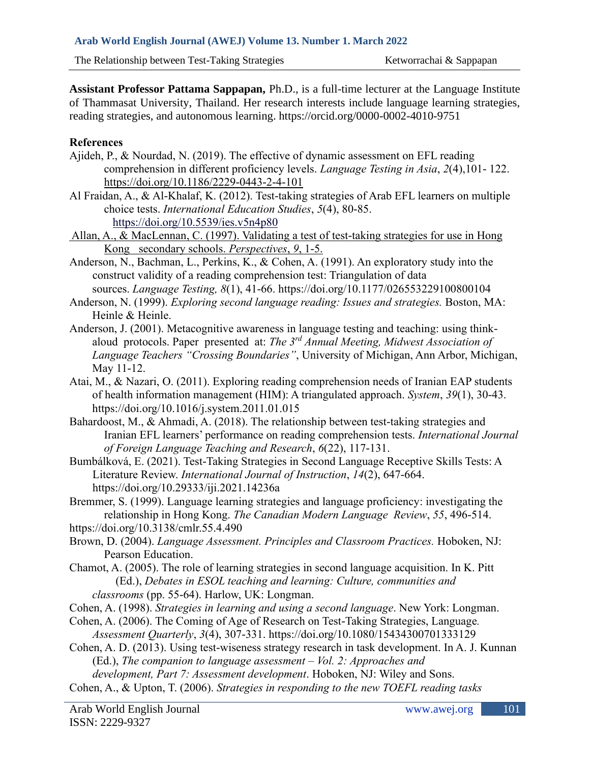**Assistant Professor Pattama Sappapan,** Ph.D., is a full-time lecturer at the Language Institute of Thammasat University, Thailand. Her research interests include language learning strategies, reading strategies, and autonomous learning. https://orcid.org/0000-0002-4010-9751

**References**

Ajideh, P., & Nourdad, N. (2019). The effective of dynamic assessment on EFL reading comprehension in different proficiency levels. *Language Testing in Asia*, *2*(4),101- 122. https://doi.org/10.1186/2229-0443-2-4-101

Al Fraidan, A., & Al-Khalaf, K. (2012). Test-taking strategies of Arab EFL learners on multiple choice tests. *International Education Studies*, *5*(4), 80-85. https://doi.org/10.5539/ies.v5n4p80

Allan, A., & MacLennan, C. (1997). Validating a test of test-taking strategies for use in Hong Kong secondary schools. *Perspectives*, *9*, 1-5.

Anderson, N., Bachman, L., Perkins, K., & Cohen, A. (1991). An exploratory study into the construct validity of a reading comprehension test: Triangulation of data sources. *Language Testing, 8*(1), 41-66. https://doi.org/10.1177/026553229100800104

Anderson, N. (1999). *Exploring second language reading: Issues and strategies.* Boston, MA: Heinle & Heinle.

Anderson, J. (2001). Metacognitive awareness in language testing and teaching: using think-aloud protocols. Paper presented at: *The 3rd Annual Meeting, Midwest Association of Language Teachers "Crossing Boundaries"*, University of Michigan, Ann Arbor, Michigan, May 11-12.

Atai, M., & Nazari, O. (2011). Exploring reading comprehension needs of Iranian EAP students of health information management (HIM): A triangulated approach. *System*, *39*(1), 30-43. https://doi.org/10.1016/j.system.2011.01.015

Bahardoost, M., & Ahmadi, A. (2018). The relationship between test-taking strategies and Iranian EFL learners' performance on reading comprehension tests. *International Journal of Foreign Language Teaching and Research*, *6*(22), 117-131.

Bumbálková, E. (2021). Test-Taking Strategies in Second Language Receptive Skills Tests: A Literature Review. *International Journal of Instruction*, *14*(2), 647-664. https://doi.org/10.29333/iji.2021.14236a

Bremmer, S. (1999). Language learning strategies and language proficiency: investigating the relationship in Hong Kong. *The Canadian Modern Language Review*, *55*, 496-514. https://doi.org/10.3138/cmlr.55.4.490

Brown, D. (2004). *Language Assessment. Principles and Classroom Practices.* Hoboken, NJ: Pearson Education.

Chamot, A. (2005). The role of learning strategies in second language acquisition. In K. Pitt (Ed.), *Debates in ESOL teaching and learning: Culture, communities and classrooms* (pp. 55-64). Harlow, UK: Longman.

Cohen, A. (1998). *Strategies in learning and using a second language*. New York: Longman.

Cohen, A. (2006). The Coming of Age of Research on Test-Taking Strategies, Language *Assessment Quarterly*, *3*(4), 307-331. https://doi.org/10.1080/15434300701333129

Cohen, A. D. (2013). Using test-wiseness strategy research in task development. In A. J. Kunnan (Ed.), *The companion to language assessment – Vol. 2: Approaches and development, Part 7: Assessment development*. Hoboken, NJ: Wiley and Sons.

Cohen, A., & Upton, T. (2006). *Strategies in responding to the new TOEFL reading tasks*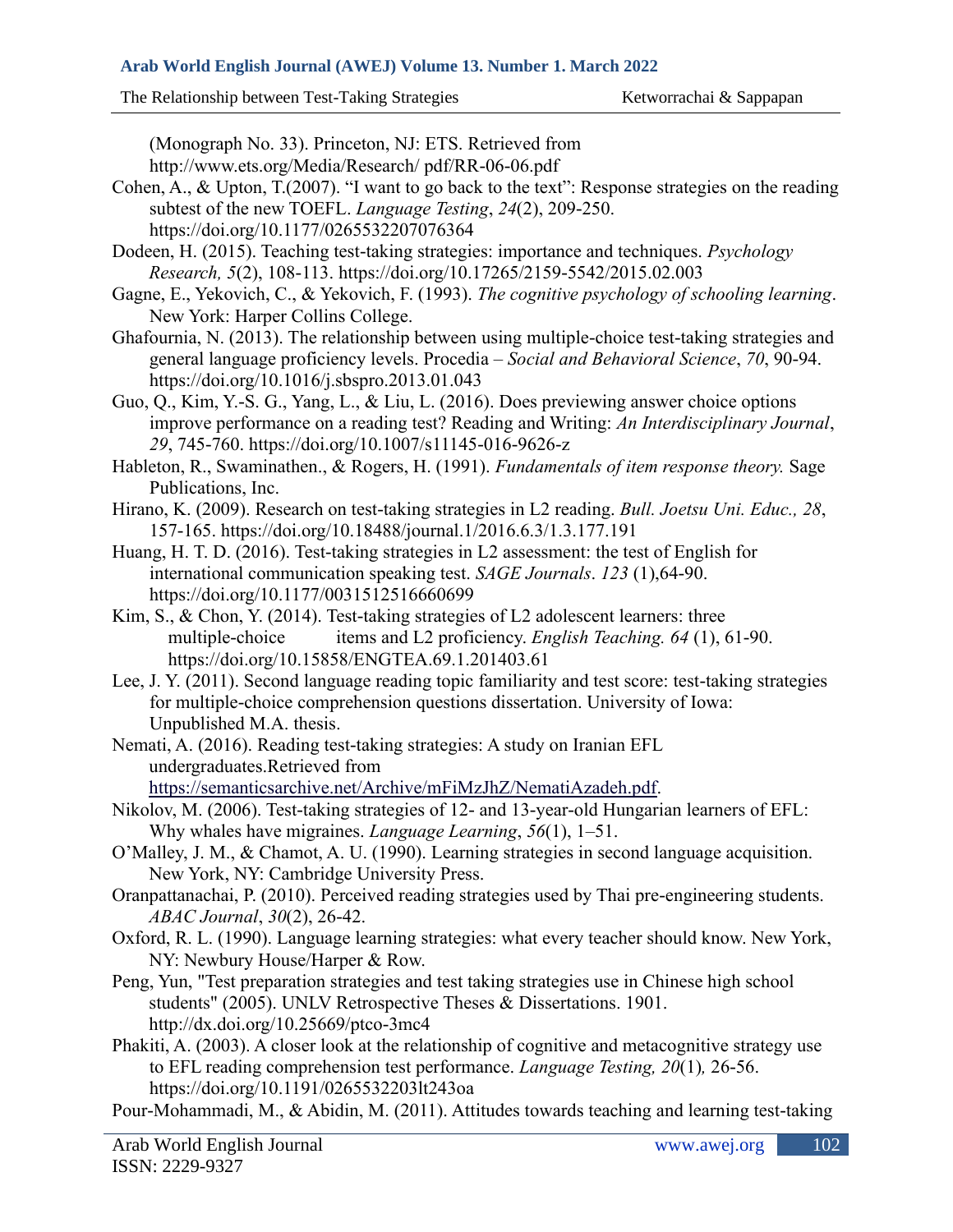(Monograph No. 33). Princeton, NJ: ETS. Retrieved from http://www.ets.org/Media/Research/ pdf/RR-06-06.pdf

Cohen, A., & Upton, T.(2007). "I want to go back to the text": Response strategies on the reading subtest of the new TOEFL. *Language Testing*, *24*(2), 209-250. https://doi.org/10.1177/0265532207076364

Dodeen, H. (2015). Teaching test-taking strategies: importance and techniques. *Psychology Research, 5*(2), 108-113. https://doi.org/10.17265/2159-5542/2015.02.003

Gagne, E., Yekovich, C., & Yekovich, F. (1993). *The cognitive psychology of schooling learning*. New York: Harper Collins College.

Ghafournia, N. (2013). The relationship between using multiple-choice test-taking strategies and general language proficiency levels. Procedia – *Social and Behavioral Science*, *70*, 90-94. https://doi.org/10.1016/j.sbspro.2013.01.043

Guo, Q., Kim, Y.-S. G., Yang, L., & Liu, L. (2016). Does previewing answer choice options improve performance on a reading test? Reading and Writing: *An Interdisciplinary Journal*, *29*, 745-760. https://doi.org/10.1007/s11145-016-9626-z

Hableton, R., Swaminathen., & Rogers, H. (1991). *Fundamentals of item response theory.* Sage Publications, Inc.

Hirano, K. (2009). Research on test-taking strategies in L2 reading. *Bull. Joetsu Uni. Educ., 28*, 157-165. https://doi.org/10.18488/journal.1/2016.6.3/1.3.177.191

Huang, H. T. D. (2016). Test-taking strategies in L2 assessment: the test of English for international communication speaking test. *SAGE Journals*. *123* (1),64-90. https://doi.org/10.1177/0031512516660699

Kim, S., & Chon, Y. (2014). Test-taking strategies of L2 adolescent learners: three multiple-choice items and L2 proficiency. *English Teaching. 64* (1), 61-90. https://doi.org/10.15858/ENGTEA.69.1.201403.61

Lee, J. Y. (2011). Second language reading topic familiarity and test score: test-taking strategies for multiple-choice comprehension questions dissertation. University of Iowa: Unpublished M.A. thesis.

Nemati, A. (2016). Reading test-taking strategies: A study on Iranian EFL undergraduates.Retrieved from https://semanticsarchive.net/Archive/mFiMzJhZ/NematiAzadeh.pdf.

Nikolov, M. (2006). Test-taking strategies of 12- and 13-year-old Hungarian learners of EFL: Why whales have migraines. *Language Learning*, *56*(1), 1–51.

O'Malley, J. M., & Chamot, A. U. (1990). Learning strategies in second language acquisition. New York, NY: Cambridge University Press.

Oranpattanachai, P. (2010). Perceived reading strategies used by Thai pre-engineering students. *ABAC Journal*, *30*(2), 26-42.

Oxford, R. L. (1990). Language learning strategies: what every teacher should know. New York, NY: Newbury House/Harper & Row.

Peng, Yun, "Test preparation strategies and test taking strategies use in Chinese high school students" (2005). UNLV Retrospective Theses & Dissertations. 1901. http://dx.doi.org/10.25669/ptco-3mc4

Phakiti, A. (2003). A closer look at the relationship of cognitive and metacognitive strategy use to EFL reading comprehension test performance. *Language Testing, 20*(1)*,* 26-56. https://doi.org/10.1191/0265532203lt243oa

Pour-Mohammadi, M., & Abidin, M. (2011). Attitudes towards teaching and learning test-taking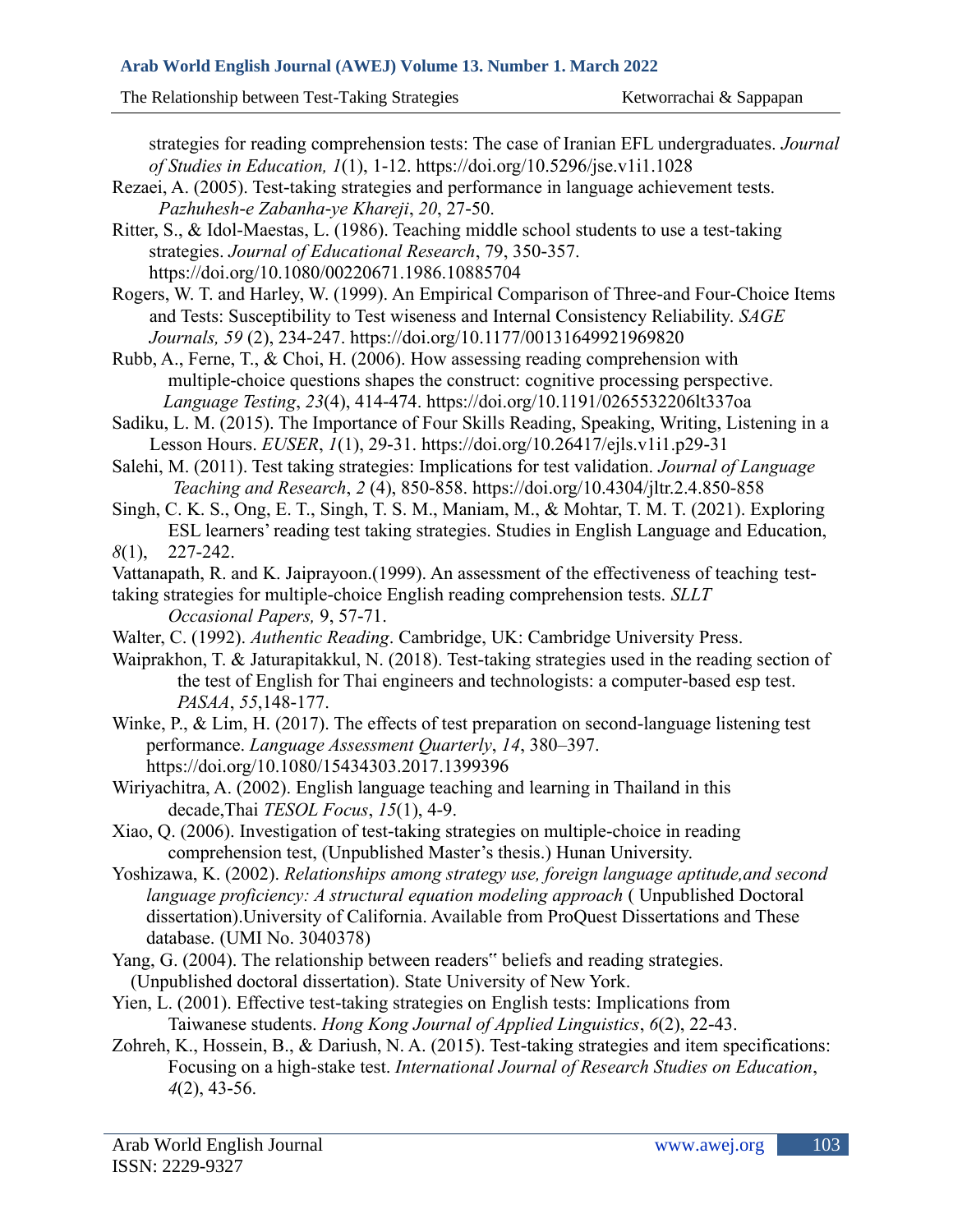strategies for reading comprehension tests: The case of Iranian EFL undergraduates. *Journal of Studies in Education, 1*(1), 1-12. https://doi.org/10.5296/jse.v1i1.1028

Rezaei, A. (2005). Test-taking strategies and performance in language achievement tests. *Pazhuhesh-e Zabanha-ye Khareji*, *20*, 27-50.

Ritter, S., & Idol-Maestas, L. (1986). Teaching middle school students to use a test-taking strategies. *Journal of Educational Research*, 79, 350-357. https://doi.org/10.1080/00220671.1986.10885704

Rogers, W. T. and Harley, W. (1999). An Empirical Comparison of Three-and Four-Choice Items and Tests: Susceptibility to Test wiseness and Internal Consistency Reliability. *SAGE Journals, 59* (2), 234-247. https://doi.org/10.1177/00131649921969820

Rubb, A., Ferne, T., & Choi, H. (2006). How assessing reading comprehension with multiple-choice questions shapes the construct: cognitive processing perspective. *Language Testing*, *23*(4), 414-474. https://doi.org/10.1191/0265532206lt337oa

Sadiku, L. M. (2015). The Importance of Four Skills Reading, Speaking, Writing, Listening in a Lesson Hours. *EUSER*, *1*(1), 29-31. https://doi.org/10.26417/ejls.v1i1.p29-31

Salehi, M. (2011). Test taking strategies: Implications for test validation. *Journal of Language Teaching and Research*, *2* (4), 850-858. https://doi.org/10.4304/jltr.2.4.850-858

Singh, C. K. S., Ong, E. T., Singh, T. S. M., Maniam, M., & Mohtar, T. M. T. (2021). Exploring ESL learners' reading test taking strategies. Studies in English Language and Education, *8*(1), 227-242.

Vattanapath, R. and K. Jaiprayoon.(1999). An assessment of the effectiveness of teaching test-taking strategies for multiple-choice English reading comprehension tests. *SLLT Occasional Papers,* 9, 57-71.

Walter, C. (1992). *Authentic Reading*. Cambridge, UK: Cambridge University Press.

Waiprakhon, T. & Jaturapitakkul, N. (2018). Test-taking strategies used in the reading section of the test of English for Thai engineers and technologists: a computer-based esp test. *PASAA*, *55*,148-177.

Winke, P., & Lim, H. (2017). The effects of test preparation on second-language listening test performance. *Language Assessment Quarterly*, *14*, 380–397. https://doi.org/10.1080/15434303.2017.1399396

Wiriyachitra, A. (2002). English language teaching and learning in Thailand in this decade,Thai *TESOL Focus*, *15*(1), 4-9.

Xiao, Q. (2006). Investigation of test-taking strategies on multiple-choice in reading comprehension test, (Unpublished Master's thesis.) Hunan University.

Yoshizawa, K. (2002). *Relationships among strategy use, foreign language aptitude,and second language proficiency: A structural equation modeling approach* ( Unpublished Doctoral dissertation).University of California. Available from ProQuest Dissertations and These database. (UMI No. 3040378)

Yang, G. (2004). The relationship between readers" beliefs and reading strategies. (Unpublished doctoral dissertation). State University of New York.

Yien, L. (2001). Effective test-taking strategies on English tests: Implications from Taiwanese students. *Hong Kong Journal of Applied Linguistics*, *6*(2), 22-43.

Zohreh, K., Hossein, B., & Dariush, N. A. (2015). Test-taking strategies and item specifications: Focusing on a high-stake test. *International Journal of Research Studies on Education*, *4*(2), 43-56.